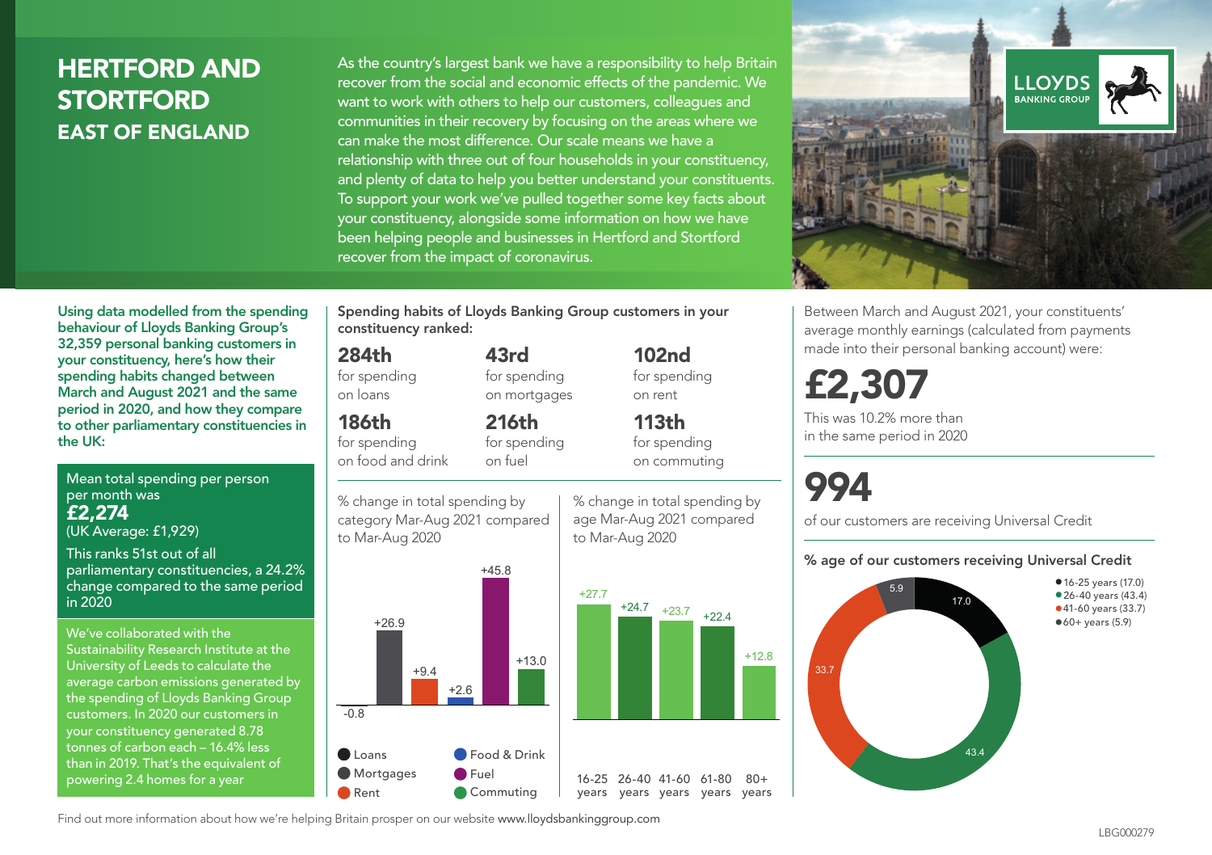# HERTFORD AND STORTFORD

## EAST OF ENGLAND

As the country's largest bank we have a responsibility to help Britain recover from the social and economic effects of the pandemic. We want to work with others to help our customers, colleagues and communities in their recovery by focusing on the areas where we can make the most difference. Our scale means we have a relationship with three out of four households in your constituency, and plenty of data to help you better understand your constituents. To support your work we've pulled together some key facts about your constituency, alongside some information on how we have been helping people and businesses in Hertford and Stortford recover from the impact of coronavirus.

LLOYDS BANKING GROUP

**Using data modelled from the spending behaviour of Lloyds Banking Group's 32,359 personal banking customers in your constituency, here's how their spending habits changed between March and August 2021 and the same period in 2020, and how they compare to other parliamentary constituencies in the UK:**

Mean total spending per person per month was
**£2,274**
(UK Average: £1,929)

This ranks 51st out of all parliamentary constituencies, a 24.2% change compared to the same period in 2020

We've collaborated with the Sustainability Research Institute at the University of Leeds to calculate the average carbon emissions generated by the spending of Lloyds Banking Group customers. In 2020 our customers in your constituency generated 8.78 tonnes of carbon each – 16.4% less than in 2019. That's the equivalent of powering 2.4 homes for a year

**Spending habits of Lloyds Banking Group customers in your constituency ranked:**

| Rank | Category |
|---|---|
| 284th | for spending on loans |
| 43rd | for spending on mortgages |
| 102nd | for spending on rent |
| 186th | for spending on food and drink |
| 216th | for spending on fuel |
| 113th | for spending on commuting |

% change in total spending by category Mar-Aug 2021 compared to Mar-Aug 2020

| Category | % change |
|---|---|
| Loans | -0.8 |
| Mortgages | +26.9 |
| Rent | +9.4 |
| Food & Drink | +2.6 |
| Fuel | +45.8 |
| Commuting | +13.0 |

% change in total spending by age Mar-Aug 2021 compared to Mar-Aug 2020

| Age | % change |
|---|---|
| 16-25 years | +27.7 |
| 26-40 years | +24.7 |
| 41-60 years | +23.7 |
| 61-80 years | +22.4 |
| 80+ years | +12.8 |

Between March and August 2021, your constituents' average monthly earnings (calculated from payments made into their personal banking account) were:

**£2,307**

This was 10.2% more than in the same period in 2020

**994**

of our customers are receiving Universal Credit

**% age of our customers receiving Universal Credit**

| Age | % |
|---|---|
| 16-25 years | 17.0 |
| 26-40 years | 43.4 |
| 41-60 years | 33.7 |
| 60+ years | 5.9 |

Find out more information about how we're helping Britain prosper on our website www.lloydsbankinggroup.com

LBG000279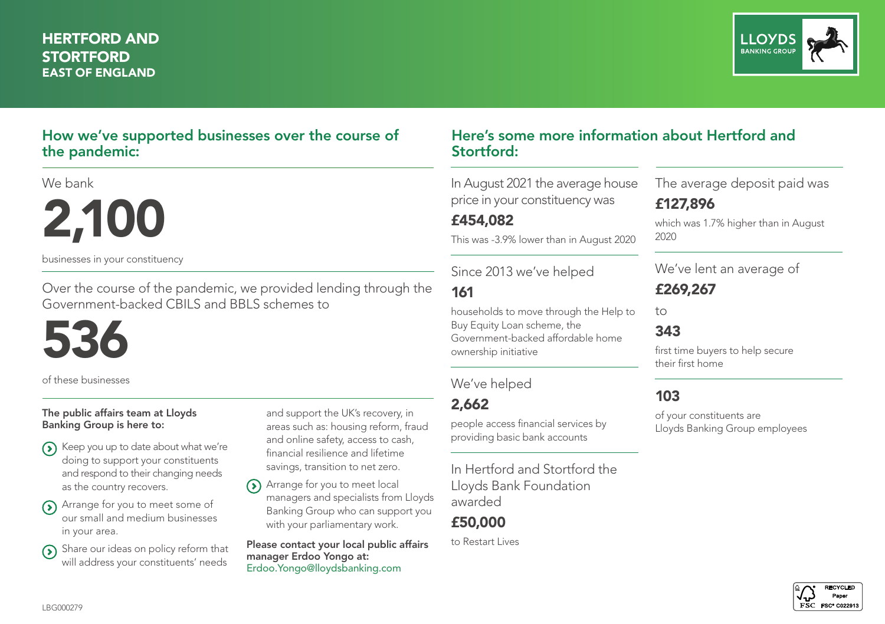# HERTFORD AND STORTFORD

## EAST OF ENGLAND

## How we've supported businesses over the course of the pandemic:

We bank

**2,100**

businesses in your constituency

Over the course of the pandemic, we provided lending through the Government-backed CBILS and BBLS schemes to

**536**

of these businesses

**The public affairs team at Lloyds Banking Group is here to:**

- Keep you up to date about what we're doing to support your constituents and respond to their changing needs as the country recovers.
- Arrange for you to meet some of our small and medium businesses in your area.
- Share our ideas on policy reform that will address your constituents' needs and support the UK's recovery, in areas such as: housing reform, fraud and online safety, access to cash, financial resilience and lifetime savings, transition to net zero.
- Arrange for you to meet local managers and specialists from Lloyds Banking Group who can support you with your parliamentary work.

**Please contact your local public affairs manager Erdoo Yongo at:**
Erdoo.Yongo@lloydsbanking.com

## Here's some more information about Hertford and Stortford:

In August 2021 the average house price in your constituency was

**£454,082**

This was -3.9% lower than in August 2020

The average deposit paid was

**£127,896**

which was 1.7% higher than in August 2020

Since 2013 we've helped

**161**

households to move through the Help to Buy Equity Loan scheme, the Government-backed affordable home ownership initiative

We've lent an average of

**£269,267**

to

**343**

first time buyers to help secure their first home

We've helped

**2,662**

people access financial services by providing basic bank accounts

**103**

of your constituents are Lloyds Banking Group employees

In Hertford and Stortford the Lloyds Bank Foundation awarded

**£50,000**

to Restart Lives

LBG000279